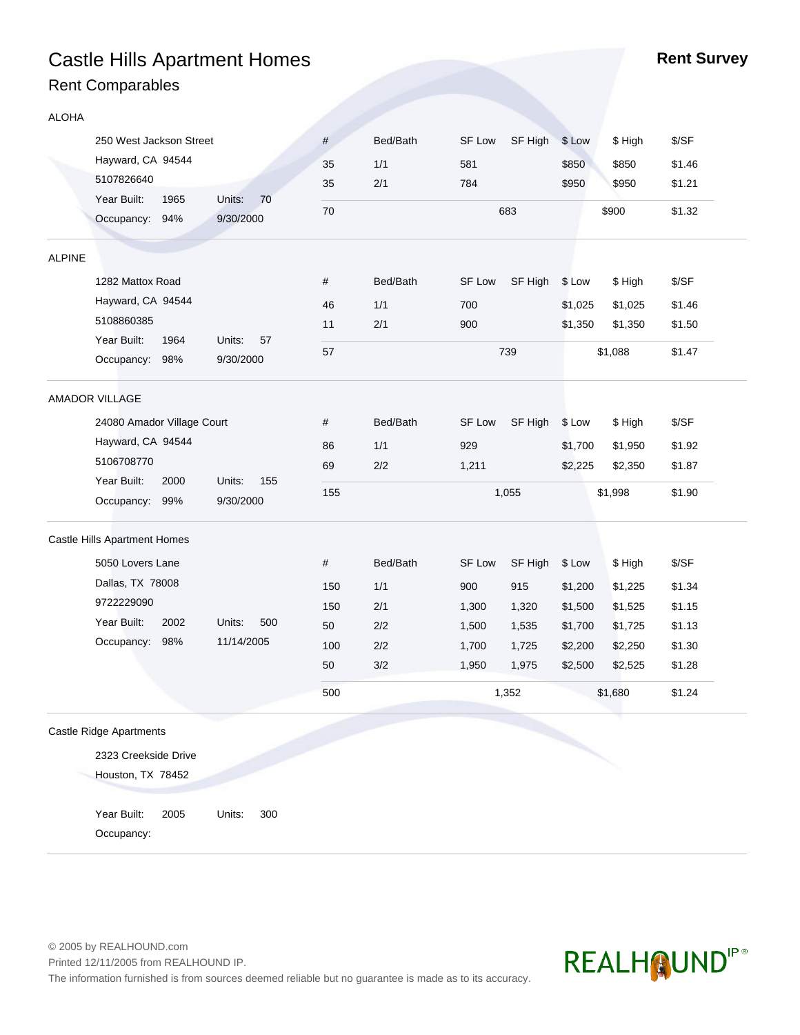# Castle Hills Apartment Homes

**Rent Survey**

## Rent Comparables

### ALOHA

250 West Jackson Street
Hayward, CA 94544
5107826640
Year Built: 1965 Units: 70
Occupancy: 94% 9/30/2000

| # | Bed/Bath | SF Low | SF High | $ Low | $ High | $/SF |
|---|---|---|---|---|---|---|
| 35 | 1/1 | 581 | | $850 | $850 | $1.46 |
| 35 | 2/1 | 784 | | $950 | $950 | $1.21 |
| 70 | | | 683 | | $900 | $1.32 |

### ALPINE

1282 Mattox Road
Hayward, CA 94544
5108860385
Year Built: 1964 Units: 57
Occupancy: 98% 9/30/2000

| # | Bed/Bath | SF Low | SF High | $ Low | $ High | $/SF |
|---|---|---|---|---|---|---|
| 46 | 1/1 | 700 | | $1,025 | $1,025 | $1.46 |
| 11 | 2/1 | 900 | | $1,350 | $1,350 | $1.50 |
| 57 | | | 739 | | $1,088 | $1.47 |

### AMADOR VILLAGE

24080 Amador Village Court
Hayward, CA 94544
5106708770
Year Built: 2000 Units: 155
Occupancy: 99% 9/30/2000

| # | Bed/Bath | SF Low | SF High | $ Low | $ High | $/SF |
|---|---|---|---|---|---|---|
| 86 | 1/1 | 929 | | $1,700 | $1,950 | $1.92 |
| 69 | 2/2 | 1,211 | | $2,225 | $2,350 | $1.87 |
| 155 | | | 1,055 | | $1,998 | $1.90 |

### Castle Hills Apartment Homes

5050 Lovers Lane
Dallas, TX 78008
9722229090
Year Built: 2002 Units: 500
Occupancy: 98% 11/14/2005

| # | Bed/Bath | SF Low | SF High | $ Low | $ High | $/SF |
|---|---|---|---|---|---|---|
| 150 | 1/1 | 900 | 915 | $1,200 | $1,225 | $1.34 |
| 150 | 2/1 | 1,300 | 1,320 | $1,500 | $1,525 | $1.15 |
| 50 | 2/2 | 1,500 | 1,535 | $1,700 | $1,725 | $1.13 |
| 100 | 2/2 | 1,700 | 1,725 | $2,200 | $2,250 | $1.30 |
| 50 | 3/2 | 1,950 | 1,975 | $2,500 | $2,525 | $1.28 |
| 500 | | | 1,352 | | $1,680 | $1.24 |

### Castle Ridge Apartments

2323 Creekside Drive
Houston, TX 78452

Year Built: 2005 Units: 300
Occupancy:

© 2005 by REALHOUND.com
Printed 12/11/2005 from REALHOUND IP.
The information furnished is from sources deemed reliable but no guarantee is made as to its accuracy.

REALHOUND IP®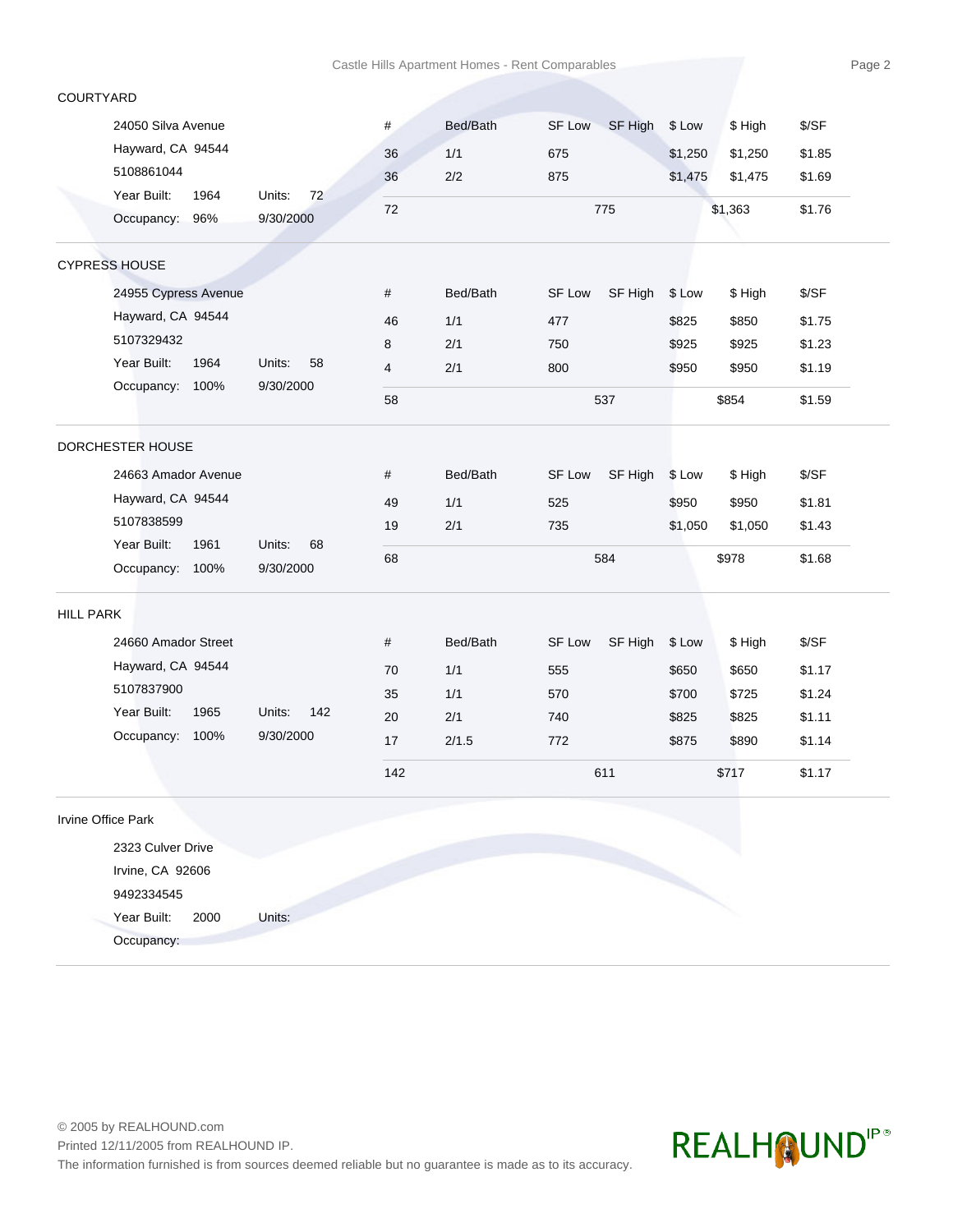## COURTYARD

24050 Silva Avenue
Hayward, CA 94544
5108861044
Year Built: 1964 Units: 72
Occupancy: 96% 9/30/2000

| # | Bed/Bath | SF Low | SF High | $ Low | $ High | $/SF |
|---|---|---|---|---|---|---|
| 36 | 1/1 | 675 | | $1,250 | $1,250 | $1.85 |
| 36 | 2/2 | 875 | | $1,475 | $1,475 | $1.69 |
| 72 | | | 775 | | $1,363 | $1.76 |

## CYPRESS HOUSE

24955 Cypress Avenue
Hayward, CA 94544
5107329432
Year Built: 1964 Units: 58
Occupancy: 100% 9/30/2000

| # | Bed/Bath | SF Low | SF High | $ Low | $ High | $/SF |
|---|---|---|---|---|---|---|
| 46 | 1/1 | 477 | | $825 | $850 | $1.75 |
| 8 | 2/1 | 750 | | $925 | $925 | $1.23 |
| 4 | 2/1 | 800 | | $950 | $950 | $1.19 |
| 58 | | | 537 | | $854 | $1.59 |

## DORCHESTER HOUSE

24663 Amador Avenue
Hayward, CA 94544
5107838599
Year Built: 1961 Units: 68
Occupancy: 100% 9/30/2000

| # | Bed/Bath | SF Low | SF High | $ Low | $ High | $/SF |
|---|---|---|---|---|---|---|
| 49 | 1/1 | 525 | | $950 | $950 | $1.81 |
| 19 | 2/1 | 735 | | $1,050 | $1,050 | $1.43 |
| 68 | | | 584 | | $978 | $1.68 |

## HILL PARK

24660 Amador Street
Hayward, CA 94544
5107837900
Year Built: 1965 Units: 142
Occupancy: 100% 9/30/2000

| # | Bed/Bath | SF Low | SF High | $ Low | $ High | $/SF |
|---|---|---|---|---|---|---|
| 70 | 1/1 | 555 | | $650 | $650 | $1.17 |
| 35 | 1/1 | 570 | | $700 | $725 | $1.24 |
| 20 | 2/1 | 740 | | $825 | $825 | $1.11 |
| 17 | 2/1.5 | 772 | | $875 | $890 | $1.14 |
| 142 | | | 611 | | $717 | $1.17 |

## Irvine Office Park

2323 Culver Drive
Irvine, CA 92606
9492334545
Year Built: 2000 Units:
Occupancy:

© 2005 by REALHOUND.com
Printed 12/11/2005 from REALHOUND IP.
The information furnished is from sources deemed reliable but no guarantee is made as to its accuracy.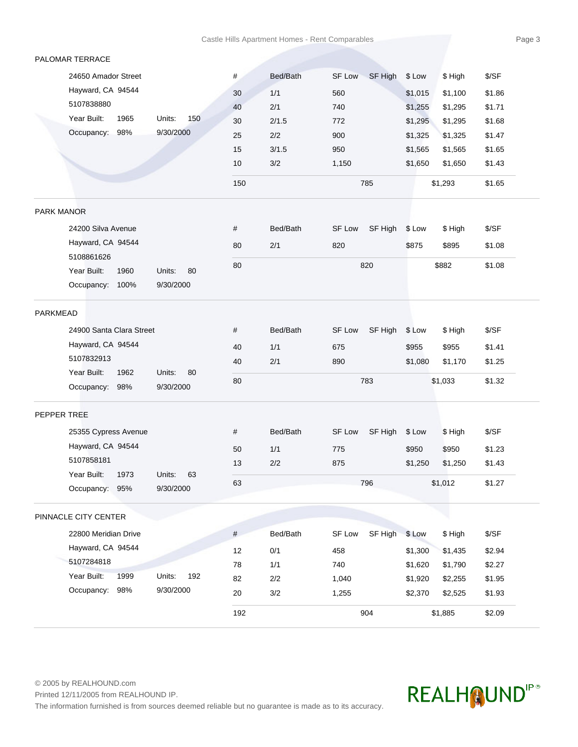## PALOMAR TERRACE

24650 Amador Street
Hayward, CA 94544
5107838880
Year Built: 1965 Units: 150
Occupancy: 98% 9/30/2000

| # | Bed/Bath | SF Low | SF High | $ Low | $ High | $/SF |
|---|---|---|---|---|---|---|
| 30 | 1/1 | 560 | | $1,015 | $1,100 | $1.86 |
| 40 | 2/1 | 740 | | $1,255 | $1,295 | $1.71 |
| 30 | 2/1.5 | 772 | | $1,295 | $1,295 | $1.68 |
| 25 | 2/2 | 900 | | $1,325 | $1,325 | $1.47 |
| 15 | 3/1.5 | 950 | | $1,565 | $1,565 | $1.65 |
| 10 | 3/2 | 1,150 | | $1,650 | $1,650 | $1.43 |
| 150 | | | 785 | | $1,293 | $1.65 |

## PARK MANOR

24200 Silva Avenue
Hayward, CA 94544
5108861626
Year Built: 1960 Units: 80
Occupancy: 100% 9/30/2000

| # | Bed/Bath | SF Low | SF High | $ Low | $ High | $/SF |
|---|---|---|---|---|---|---|
| 80 | 2/1 | 820 | | $875 | $895 | $1.08 |
| 80 | | | 820 | | $882 | $1.08 |

## PARKMEAD

24900 Santa Clara Street
Hayward, CA 94544
5107832913
Year Built: 1962 Units: 80
Occupancy: 98% 9/30/2000

| # | Bed/Bath | SF Low | SF High | $ Low | $ High | $/SF |
|---|---|---|---|---|---|---|
| 40 | 1/1 | 675 | | $955 | $955 | $1.41 |
| 40 | 2/1 | 890 | | $1,080 | $1,170 | $1.25 |
| 80 | | | 783 | | $1,033 | $1.32 |

## PEPPER TREE

25355 Cypress Avenue
Hayward, CA 94544
5107858181
Year Built: 1973 Units: 63
Occupancy: 95% 9/30/2000

| # | Bed/Bath | SF Low | SF High | $ Low | $ High | $/SF |
|---|---|---|---|---|---|---|
| 50 | 1/1 | 775 | | $950 | $950 | $1.23 |
| 13 | 2/2 | 875 | | $1,250 | $1,250 | $1.43 |
| 63 | | | 796 | | $1,012 | $1.27 |

## PINNACLE CITY CENTER

22800 Meridian Drive
Hayward, CA 94544
5107284818
Year Built: 1999 Units: 192
Occupancy: 98% 9/30/2000

| # | Bed/Bath | SF Low | SF High | $ Low | $ High | $/SF |
|---|---|---|---|---|---|---|
| 12 | 0/1 | 458 | | $1,300 | $1,435 | $2.94 |
| 78 | 1/1 | 740 | | $1,620 | $1,790 | $2.27 |
| 82 | 2/2 | 1,040 | | $1,920 | $2,255 | $1.95 |
| 20 | 3/2 | 1,255 | | $2,370 | $2,525 | $1.93 |
| 192 | | | 904 | | $1,885 | $2.09 |

© 2005 by REALHOUND.com
Printed 12/11/2005 from REALHOUND IP.
The information furnished is from sources deemed reliable but no guarantee is made as to its accuracy.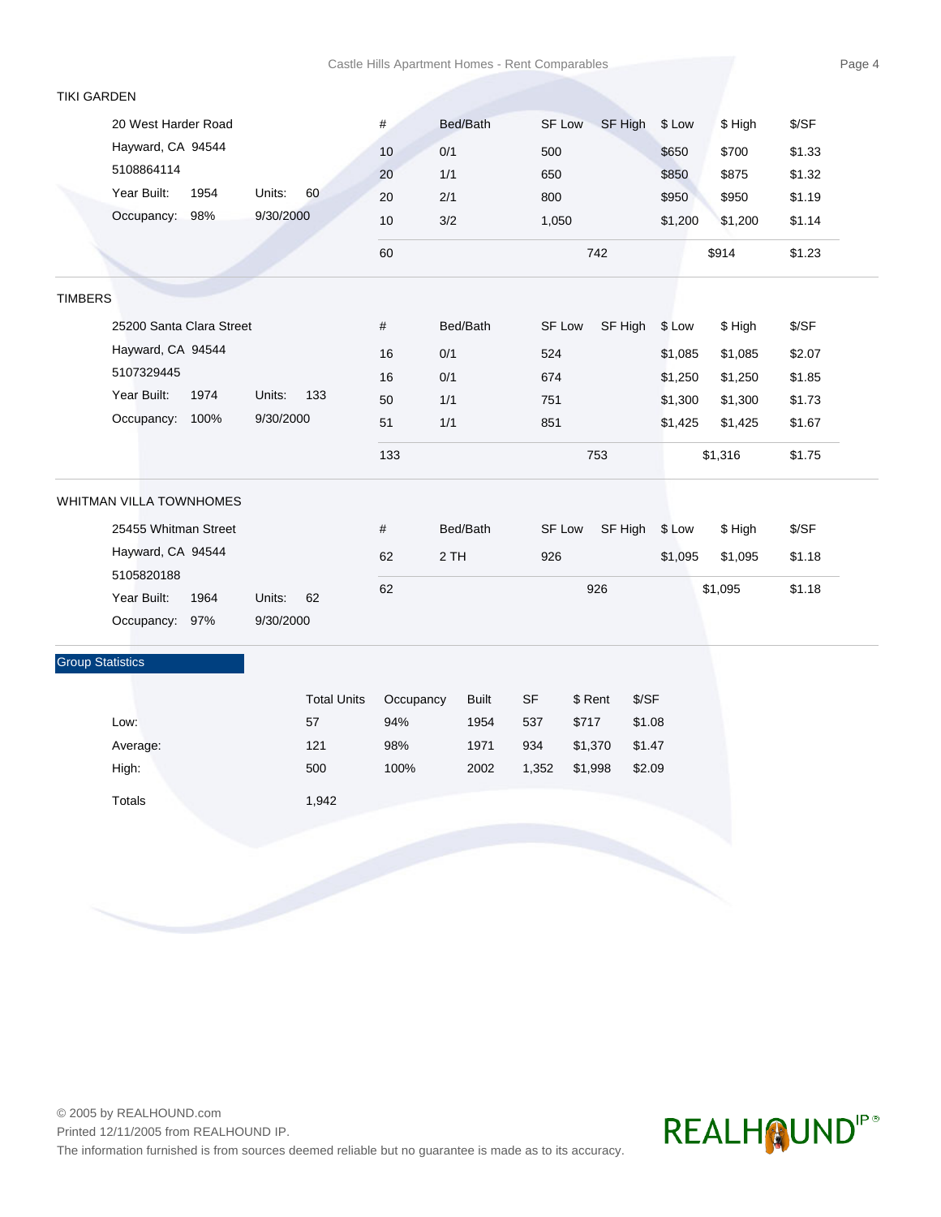## TIKI GARDEN

20 West Harder Road
Hayward, CA 94544
5108864114
Year Built: 1954 Units: 60
Occupancy: 98% 9/30/2000

| # | Bed/Bath | SF Low | SF High | $ Low | $ High | $/SF |
|---|---|---|---|---|---|---|
| 10 | 0/1 | 500 | | $650 | $700 | $1.33 |
| 20 | 1/1 | 650 | | $850 | $875 | $1.32 |
| 20 | 2/1 | 800 | | $950 | $950 | $1.19 |
| 10 | 3/2 | 1,050 | | $1,200 | $1,200 | $1.14 |
| 60 | | | 742 | | $914 | $1.23 |

## TIMBERS

25200 Santa Clara Street
Hayward, CA 94544
5107329445
Year Built: 1974 Units: 133
Occupancy: 100% 9/30/2000

| # | Bed/Bath | SF Low | SF High | $ Low | $ High | $/SF |
|---|---|---|---|---|---|---|
| 16 | 0/1 | 524 | | $1,085 | $1,085 | $2.07 |
| 16 | 0/1 | 674 | | $1,250 | $1,250 | $1.85 |
| 50 | 1/1 | 751 | | $1,300 | $1,300 | $1.73 |
| 51 | 1/1 | 851 | | $1,425 | $1,425 | $1.67 |
| 133 | | | 753 | | $1,316 | $1.75 |

## WHITMAN VILLA TOWNHOMES

25455 Whitman Street
Hayward, CA 94544
5105820188
Year Built: 1964 Units: 62
Occupancy: 97% 9/30/2000

| # | Bed/Bath | SF Low | SF High | $ Low | $ High | $/SF |
|---|---|---|---|---|---|---|
| 62 | 2 TH | 926 | | $1,095 | $1,095 | $1.18 |
| 62 | | | 926 | | $1,095 | $1.18 |

## Group Statistics

| | Total Units | Occupancy | Built | SF | $ Rent | $/SF |
|---|---|---|---|---|---|---|
| Low: | 57 | 94% | 1954 | 537 | $717 | $1.08 |
| Average: | 121 | 98% | 1971 | 934 | $1,370 | $1.47 |
| High: | 500 | 100% | 2002 | 1,352 | $1,998 | $2.09 |
| Totals | 1,942 | | | | | |

© 2005 by REALHOUND.com
Printed 12/11/2005 from REALHOUND IP.
The information furnished is from sources deemed reliable but no guarantee is made as to its accuracy.